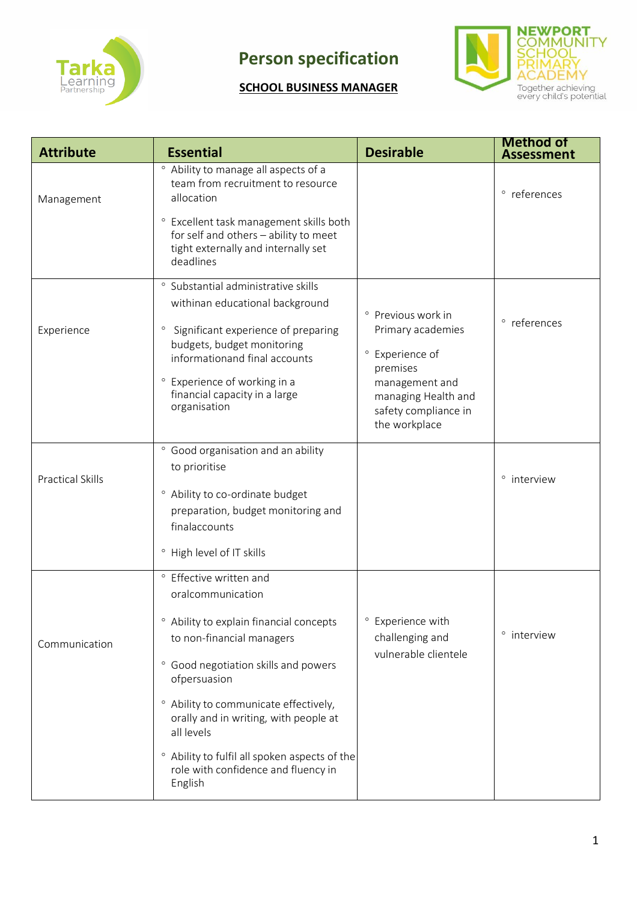# Person specification

## SCHOOL BUSINESS MANAGER

| Attribute | Essential | Desirable | Method of Assessment |
|---|---|---|---|
| Management | ◦ Ability to manage all aspects of a team from recruitment to resource allocation<br>◦ Excellent task management skills both for self and others – ability to meet tight externally and internally set deadlines | | ◦ references |
| Experience | ◦ Substantial administrative skills withinan educational background<br>◦ Significant experience of preparing budgets, budget monitoring informationand final accounts<br>◦ Experience of working in a financial capacity in a large organisation | ◦ Previous work in Primary academies<br>◦ Experience of premises management and managing Health and safety compliance in the workplace | ◦ references |
| Practical Skills | ◦ Good organisation and an ability to prioritise<br>◦ Ability to co-ordinate budget preparation, budget monitoring and finalaccounts<br>◦ High level of IT skills | | ◦ interview |
| Communication | ◦ Effective written and oralcommunication<br>◦ Ability to explain financial concepts to non-financial managers<br>◦ Good negotiation skills and powers ofpersuasion<br>◦ Ability to communicate effectively, orally and in writing, with people at all levels<br>◦ Ability to fulfil all spoken aspects of the role with confidence and fluency in English | ◦ Experience with challenging and vulnerable clientele | ◦ interview |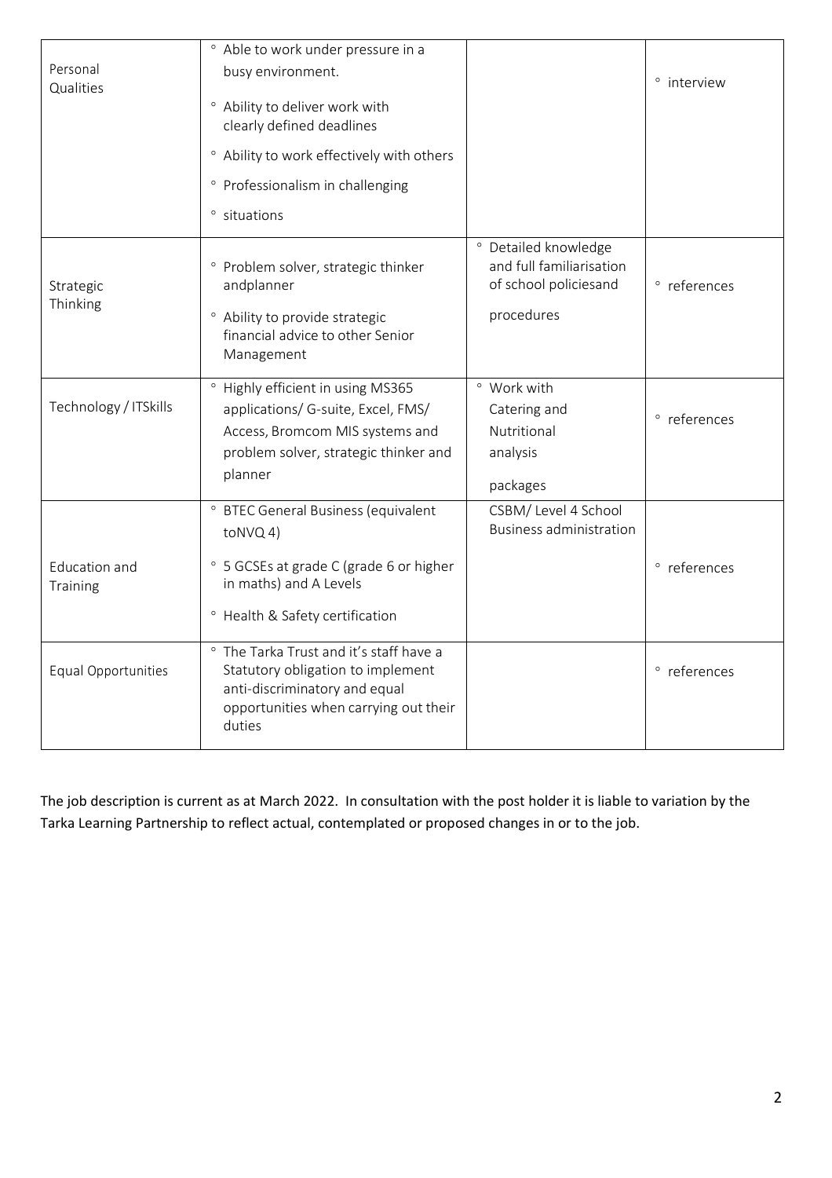| | | | |
|---|---|---|---|
| Personal Qualities | ° Able to work under pressure in a busy environment.<br>° Ability to deliver work with clearly defined deadlines<br>° Ability to work effectively with others<br>° Professionalism in challenging<br>° situations | | ° interview |
| Strategic Thinking | ° Problem solver, strategic thinker andplanner<br>° Ability to provide strategic financial advice to other Senior Management | ° Detailed knowledge and full familiarisation of school policiesand procedures | ° references |
| Technology / ITSkills | ° Highly efficient in using MS365 applications/ G-suite, Excel, FMS/ Access, Bromcom MIS systems and problem solver, strategic thinker and planner | ° Work with Catering and Nutritional analysis packages | ° references |
| Education and Training | ° BTEC General Business (equivalent toNVQ 4)<br>° 5 GCSEs at grade C (grade 6 or higher in maths) and A Levels<br>° Health & Safety certification | CSBM/ Level 4 School Business administration | ° references |
| Equal Opportunities | ° The Tarka Trust and it's staff have a Statutory obligation to implement anti-discriminatory and equal opportunities when carrying out their duties | | ° references |

The job description is current as at March 2022. In consultation with the post holder it is liable to variation by the Tarka Learning Partnership to reflect actual, contemplated or proposed changes in or to the job.